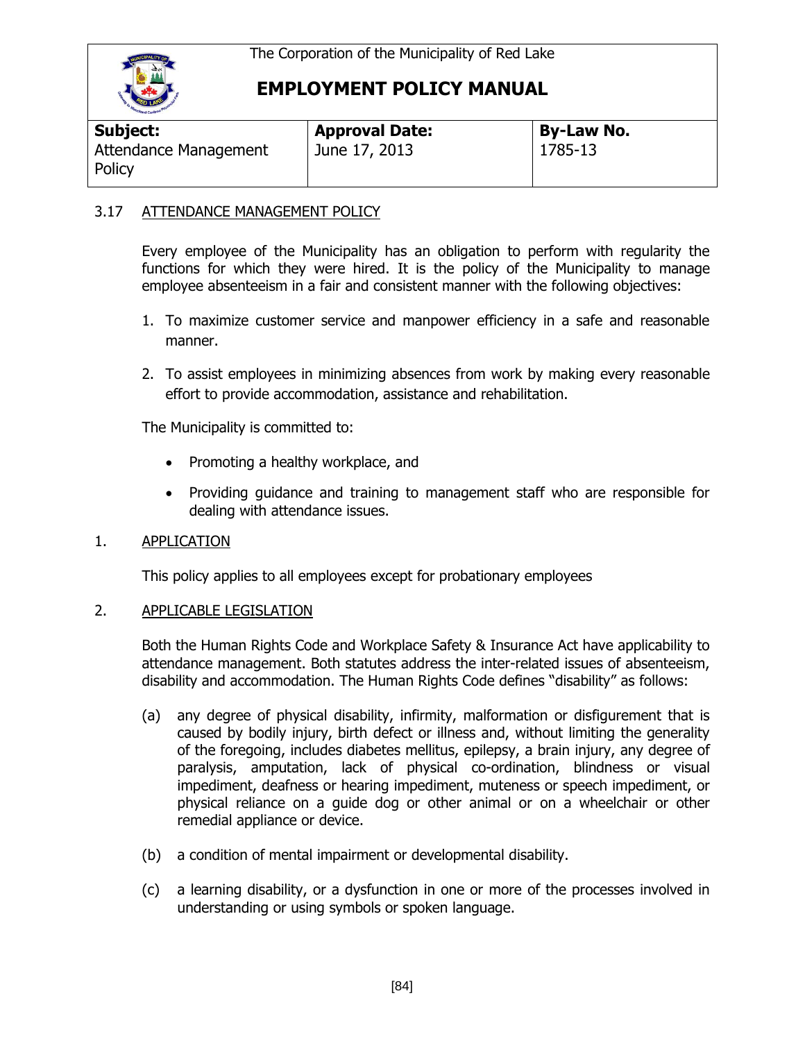The Corporation of the Municipality of Red Lake

# EMPLOYMENT POLICY MANUAL

| Subject: | Approval Date: | By-Law No. |
|---|---|---|
| Attendance Management Policy | June 17, 2013 | 1785-13 |

## 3.17 ATTENDANCE MANAGEMENT POLICY

Every employee of the Municipality has an obligation to perform with regularity the functions for which they were hired. It is the policy of the Municipality to manage employee absenteeism in a fair and consistent manner with the following objectives:

1. To maximize customer service and manpower efficiency in a safe and reasonable manner.
2. To assist employees in minimizing absences from work by making every reasonable effort to provide accommodation, assistance and rehabilitation.

The Municipality is committed to:

- Promoting a healthy workplace, and
- Providing guidance and training to management staff who are responsible for dealing with attendance issues.

### 1. APPLICATION

This policy applies to all employees except for probationary employees

### 2. APPLICABLE LEGISLATION

Both the Human Rights Code and Workplace Safety & Insurance Act have applicability to attendance management. Both statutes address the inter-related issues of absenteeism, disability and accommodation. The Human Rights Code defines "disability" as follows:

(a) any degree of physical disability, infirmity, malformation or disfigurement that is caused by bodily injury, birth defect or illness and, without limiting the generality of the foregoing, includes diabetes mellitus, epilepsy, a brain injury, any degree of paralysis, amputation, lack of physical co-ordination, blindness or visual impediment, deafness or hearing impediment, muteness or speech impediment, or physical reliance on a guide dog or other animal or on a wheelchair or other remedial appliance or device.

(b) a condition of mental impairment or developmental disability.

(c) a learning disability, or a dysfunction in one or more of the processes involved in understanding or using symbols or spoken language.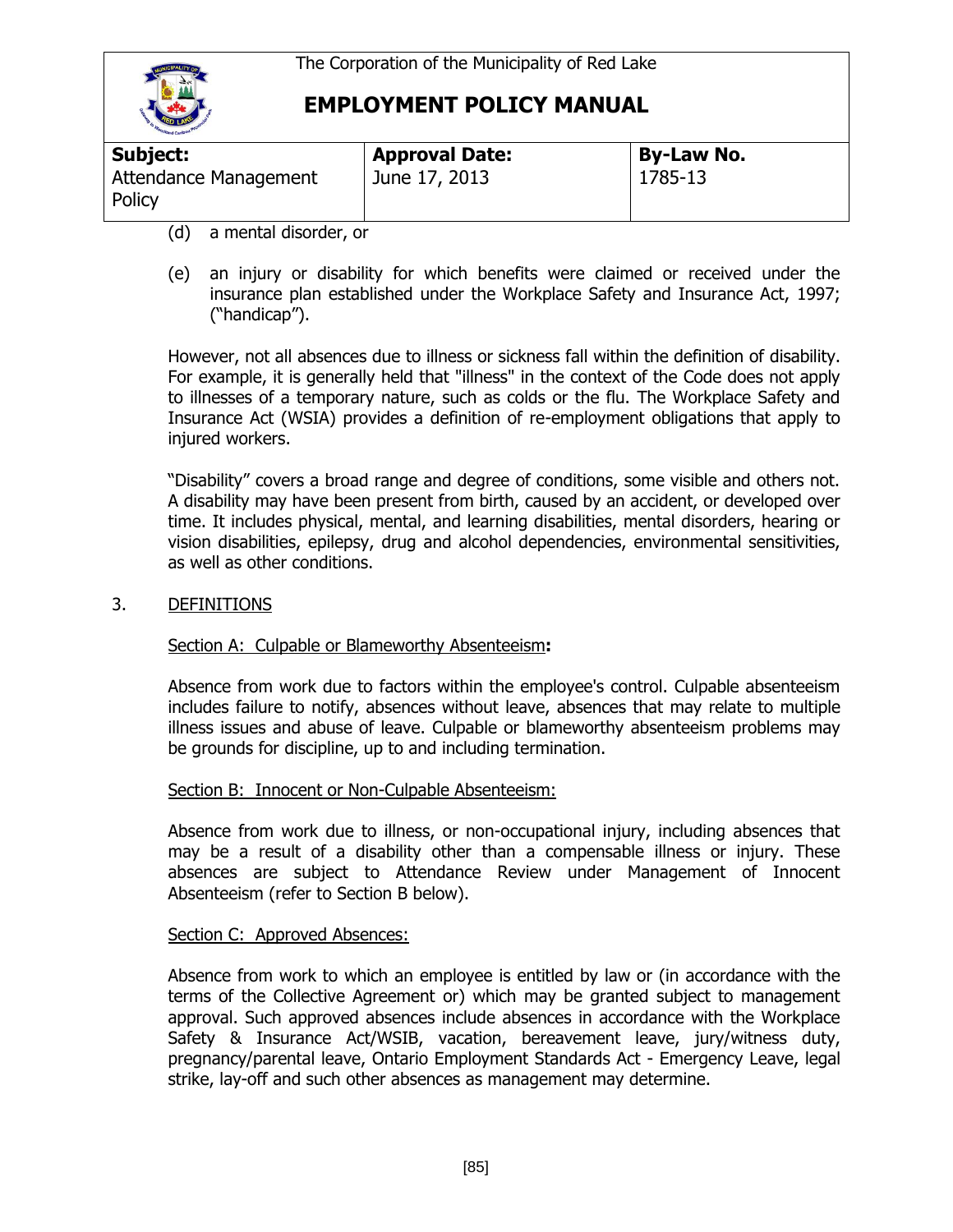(d) a mental disorder, or

(e) an injury or disability for which benefits were claimed or received under the insurance plan established under the Workplace Safety and Insurance Act, 1997; ("handicap").

However, not all absences due to illness or sickness fall within the definition of disability. For example, it is generally held that "illness" in the context of the Code does not apply to illnesses of a temporary nature, such as colds or the flu. The Workplace Safety and Insurance Act (WSIA) provides a definition of re-employment obligations that apply to injured workers.

"Disability" covers a broad range and degree of conditions, some visible and others not. A disability may have been present from birth, caused by an accident, or developed over time. It includes physical, mental, and learning disabilities, mental disorders, hearing or vision disabilities, epilepsy, drug and alcohol dependencies, environmental sensitivities, as well as other conditions.

## 3. DEFINITIONS

### Section A: Culpable or Blameworthy Absenteeism:

Absence from work due to factors within the employee's control. Culpable absenteeism includes failure to notify, absences without leave, absences that may relate to multiple illness issues and abuse of leave. Culpable or blameworthy absenteeism problems may be grounds for discipline, up to and including termination.

### Section B: Innocent or Non-Culpable Absenteeism:

Absence from work due to illness, or non-occupational injury, including absences that may be a result of a disability other than a compensable illness or injury. These absences are subject to Attendance Review under Management of Innocent Absenteeism (refer to Section B below).

### Section C: Approved Absences:

Absence from work to which an employee is entitled by law or (in accordance with the terms of the Collective Agreement or) which may be granted subject to management approval. Such approved absences include absences in accordance with the Workplace Safety & Insurance Act/WSIB, vacation, bereavement leave, jury/witness duty, pregnancy/parental leave, Ontario Employment Standards Act - Emergency Leave, legal strike, lay-off and such other absences as management may determine.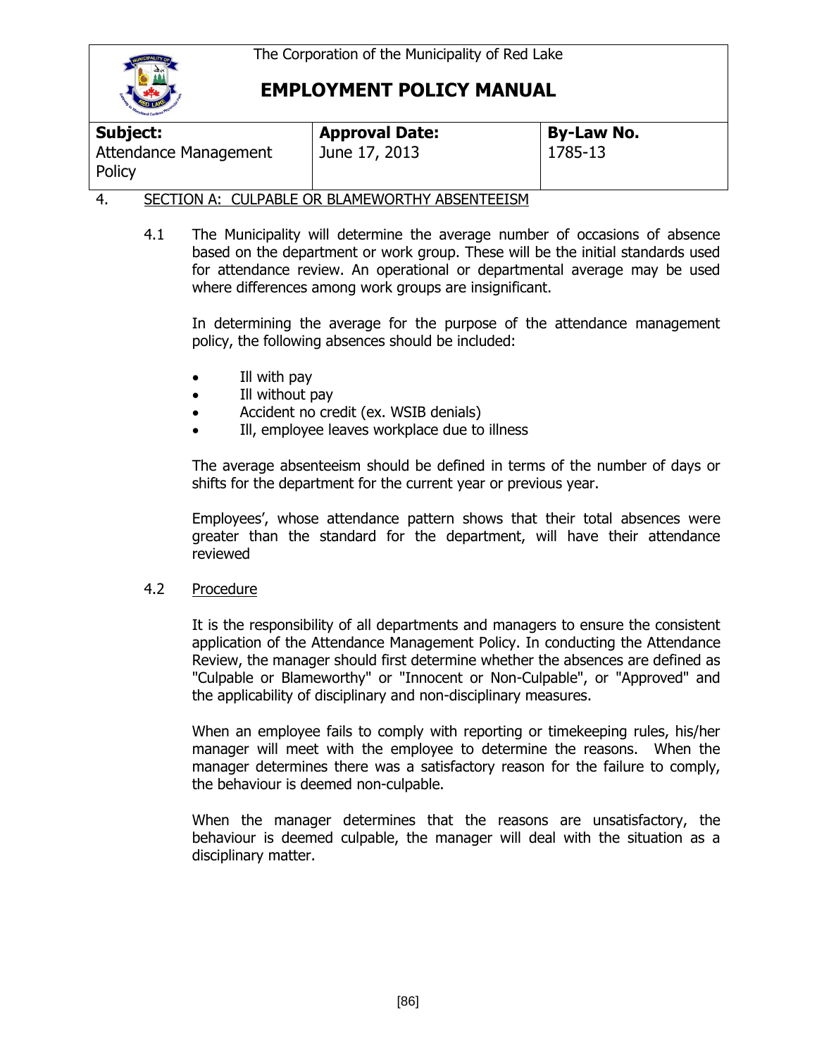| **Subject:** | **Approval Date:** | **By-Law No.** |
|---|---|---|
| Attendance Management Policy | June 17, 2013 | 1785-13 |

## 4. SECTION A: CULPABLE OR BLAMEWORTHY ABSENTEEISM

4.1 The Municipality will determine the average number of occasions of absence based on the department or work group. These will be the initial standards used for attendance review. An operational or departmental average may be used where differences among work groups are insignificant.

In determining the average for the purpose of the attendance management policy, the following absences should be included:

- Ill with pay
- Ill without pay
- Accident no credit (ex. WSIB denials)
- Ill, employee leaves workplace due to illness

The average absenteeism should be defined in terms of the number of days or shifts for the department for the current year or previous year.

Employees', whose attendance pattern shows that their total absences were greater than the standard for the department, will have their attendance reviewed

### 4.2 Procedure

It is the responsibility of all departments and managers to ensure the consistent application of the Attendance Management Policy. In conducting the Attendance Review, the manager should first determine whether the absences are defined as "Culpable or Blameworthy" or "Innocent or Non-Culpable", or "Approved" and the applicability of disciplinary and non-disciplinary measures.

When an employee fails to comply with reporting or timekeeping rules, his/her manager will meet with the employee to determine the reasons. When the manager determines there was a satisfactory reason for the failure to comply, the behaviour is deemed non-culpable.

When the manager determines that the reasons are unsatisfactory, the behaviour is deemed culpable, the manager will deal with the situation as a disciplinary matter.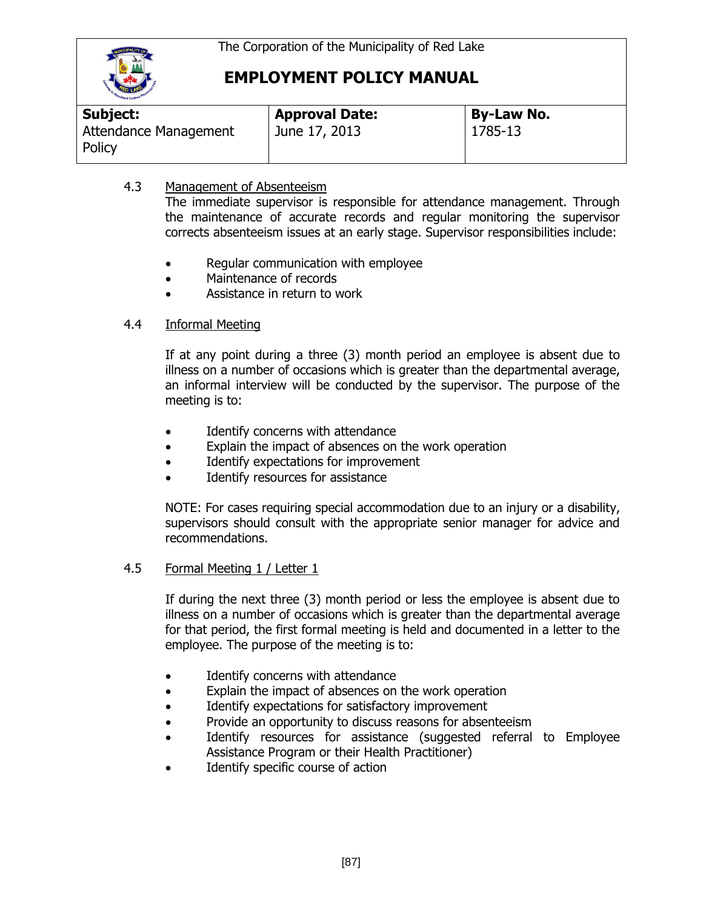| Subject: | Approval Date: | By-Law No. |
|---|---|---|
| Attendance Management Policy | June 17, 2013 | 1785-13 |

4.3 Management of Absenteeism

The immediate supervisor is responsible for attendance management. Through the maintenance of accurate records and regular monitoring the supervisor corrects absenteeism issues at an early stage. Supervisor responsibilities include:

- Regular communication with employee
- Maintenance of records
- Assistance in return to work

4.4 Informal Meeting

If at any point during a three (3) month period an employee is absent due to illness on a number of occasions which is greater than the departmental average, an informal interview will be conducted by the supervisor. The purpose of the meeting is to:

- Identify concerns with attendance
- Explain the impact of absences on the work operation
- Identify expectations for improvement
- Identify resources for assistance

NOTE: For cases requiring special accommodation due to an injury or a disability, supervisors should consult with the appropriate senior manager for advice and recommendations.

4.5 Formal Meeting 1 / Letter 1

If during the next three (3) month period or less the employee is absent due to illness on a number of occasions which is greater than the departmental average for that period, the first formal meeting is held and documented in a letter to the employee. The purpose of the meeting is to:

- Identify concerns with attendance
- Explain the impact of absences on the work operation
- Identify expectations for satisfactory improvement
- Provide an opportunity to discuss reasons for absenteeism
- Identify resources for assistance (suggested referral to Employee Assistance Program or their Health Practitioner)
- Identify specific course of action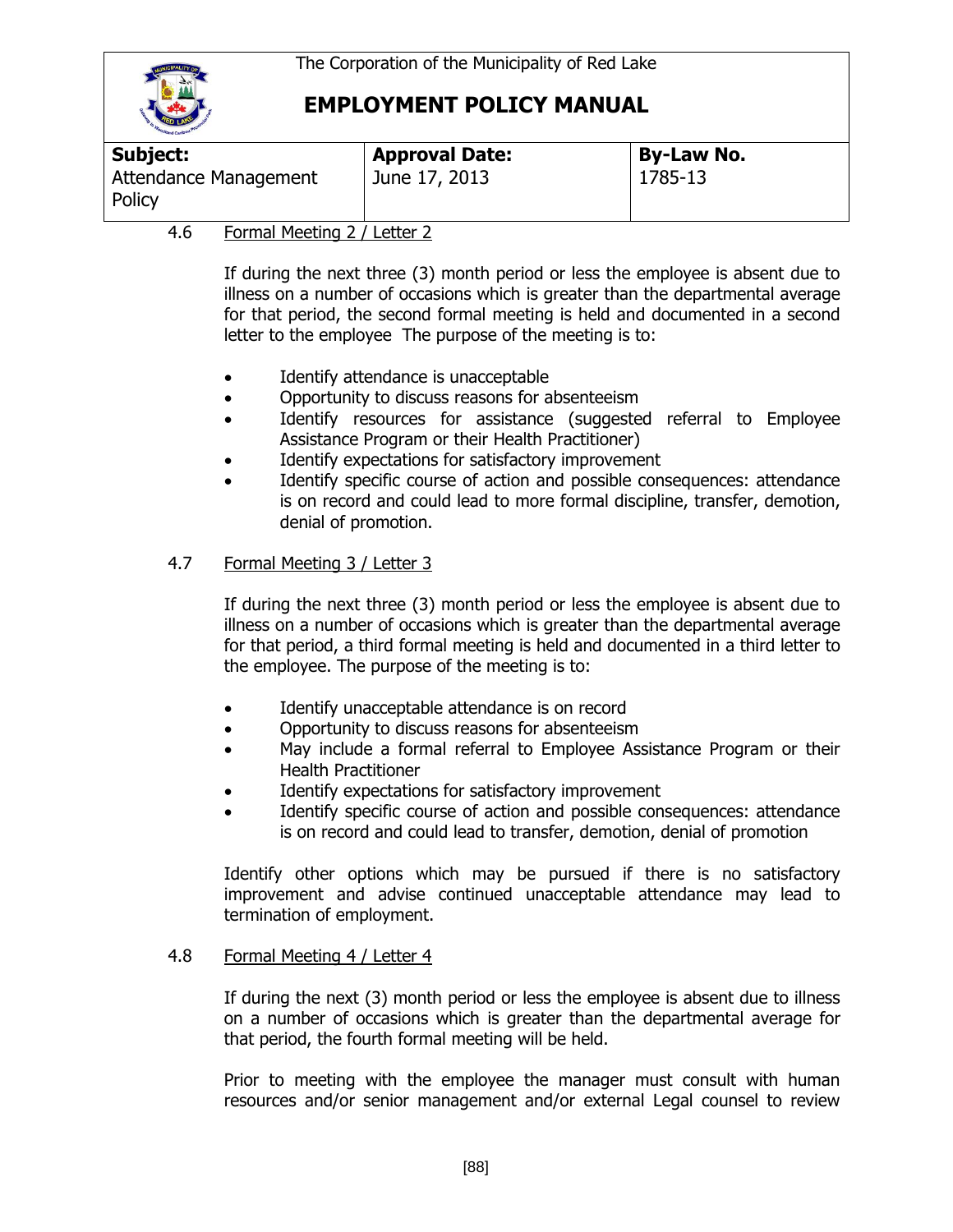| **Subject:** | **Approval Date:** | **By-Law No.** |
| --- | --- | --- |
| Attendance Management Policy | June 17, 2013 | 1785-13 |

4.6 Formal Meeting 2 / Letter 2

If during the next three (3) month period or less the employee is absent due to illness on a number of occasions which is greater than the departmental average for that period, the second formal meeting is held and documented in a second letter to the employee  The purpose of the meeting is to:

- Identify attendance is unacceptable
- Opportunity to discuss reasons for absenteeism
- Identify resources for assistance (suggested referral to Employee Assistance Program or their Health Practitioner)
- Identify expectations for satisfactory improvement
- Identify specific course of action and possible consequences: attendance is on record and could lead to more formal discipline, transfer, demotion, denial of promotion.

4.7 Formal Meeting 3 / Letter 3

If during the next three (3) month period or less the employee is absent due to illness on a number of occasions which is greater than the departmental average for that period, a third formal meeting is held and documented in a third letter to the employee. The purpose of the meeting is to:

- Identify unacceptable attendance is on record
- Opportunity to discuss reasons for absenteeism
- May include a formal referral to Employee Assistance Program or their Health Practitioner
- Identify expectations for satisfactory improvement
- Identify specific course of action and possible consequences: attendance is on record and could lead to transfer, demotion, denial of promotion

Identify other options which may be pursued if there is no satisfactory improvement and advise continued unacceptable attendance may lead to termination of employment.

4.8 Formal Meeting 4 / Letter 4

If during the next (3) month period or less the employee is absent due to illness on a number of occasions which is greater than the departmental average for that period, the fourth formal meeting will be held.

Prior to meeting with the employee the manager must consult with human resources and/or senior management and/or external Legal counsel to review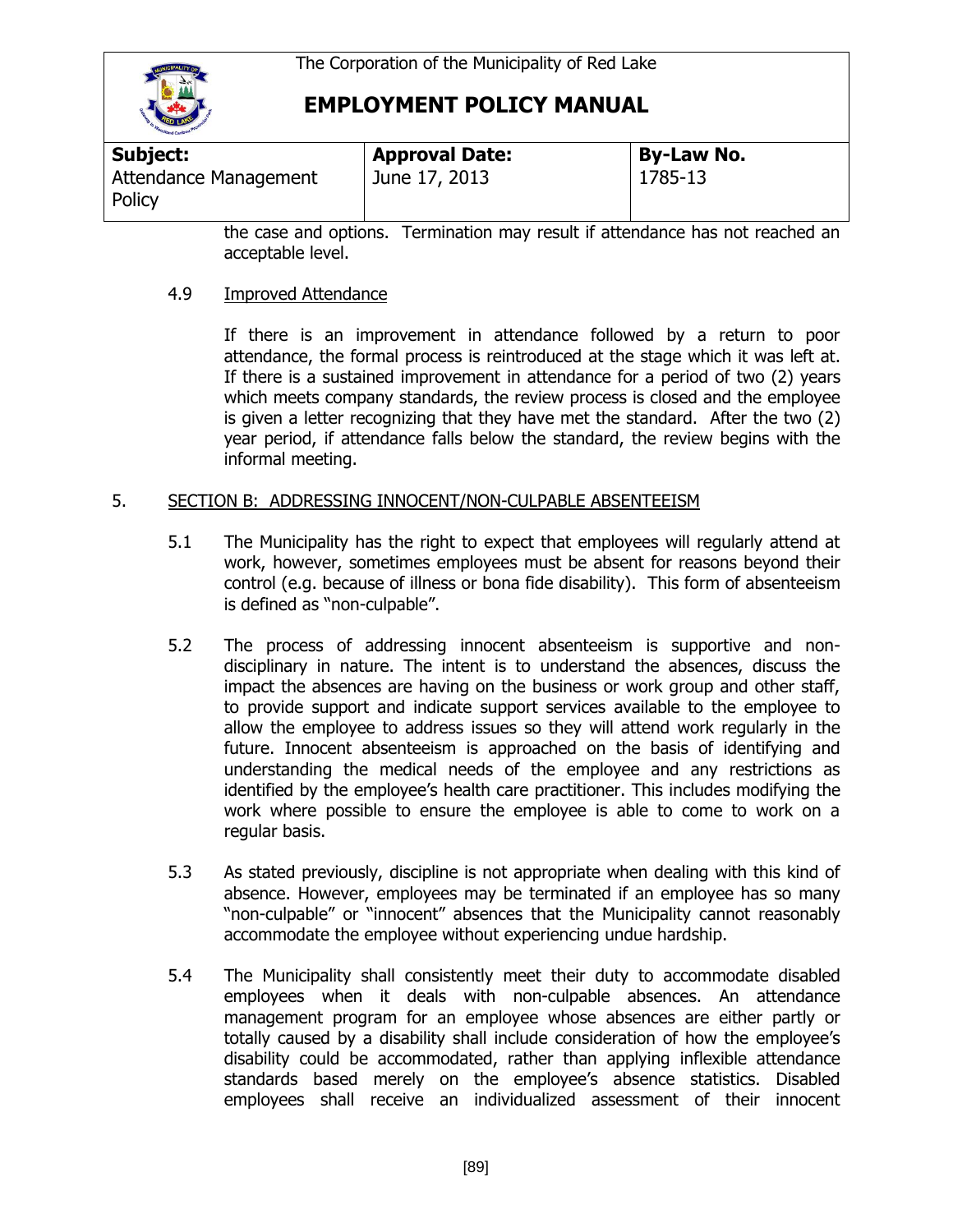the case and options. Termination may result if attendance has not reached an acceptable level.

4.9 Improved Attendance

If there is an improvement in attendance followed by a return to poor attendance, the formal process is reintroduced at the stage which it was left at. If there is a sustained improvement in attendance for a period of two (2) years which meets company standards, the review process is closed and the employee is given a letter recognizing that they have met the standard. After the two (2) year period, if attendance falls below the standard, the review begins with the informal meeting.

## 5. SECTION B: ADDRESSING INNOCENT/NON-CULPABLE ABSENTEEISM

5.1 The Municipality has the right to expect that employees will regularly attend at work, however, sometimes employees must be absent for reasons beyond their control (e.g. because of illness or bona fide disability). This form of absenteeism is defined as "non-culpable".

5.2 The process of addressing innocent absenteeism is supportive and non-disciplinary in nature. The intent is to understand the absences, discuss the impact the absences are having on the business or work group and other staff, to provide support and indicate support services available to the employee to allow the employee to address issues so they will attend work regularly in the future. Innocent absenteeism is approached on the basis of identifying and understanding the medical needs of the employee and any restrictions as identified by the employee's health care practitioner. This includes modifying the work where possible to ensure the employee is able to come to work on a regular basis.

5.3 As stated previously, discipline is not appropriate when dealing with this kind of absence. However, employees may be terminated if an employee has so many "non-culpable" or "innocent" absences that the Municipality cannot reasonably accommodate the employee without experiencing undue hardship.

5.4 The Municipality shall consistently meet their duty to accommodate disabled employees when it deals with non-culpable absences. An attendance management program for an employee whose absences are either partly or totally caused by a disability shall include consideration of how the employee's disability could be accommodated, rather than applying inflexible attendance standards based merely on the employee's absence statistics. Disabled employees shall receive an individualized assessment of their innocent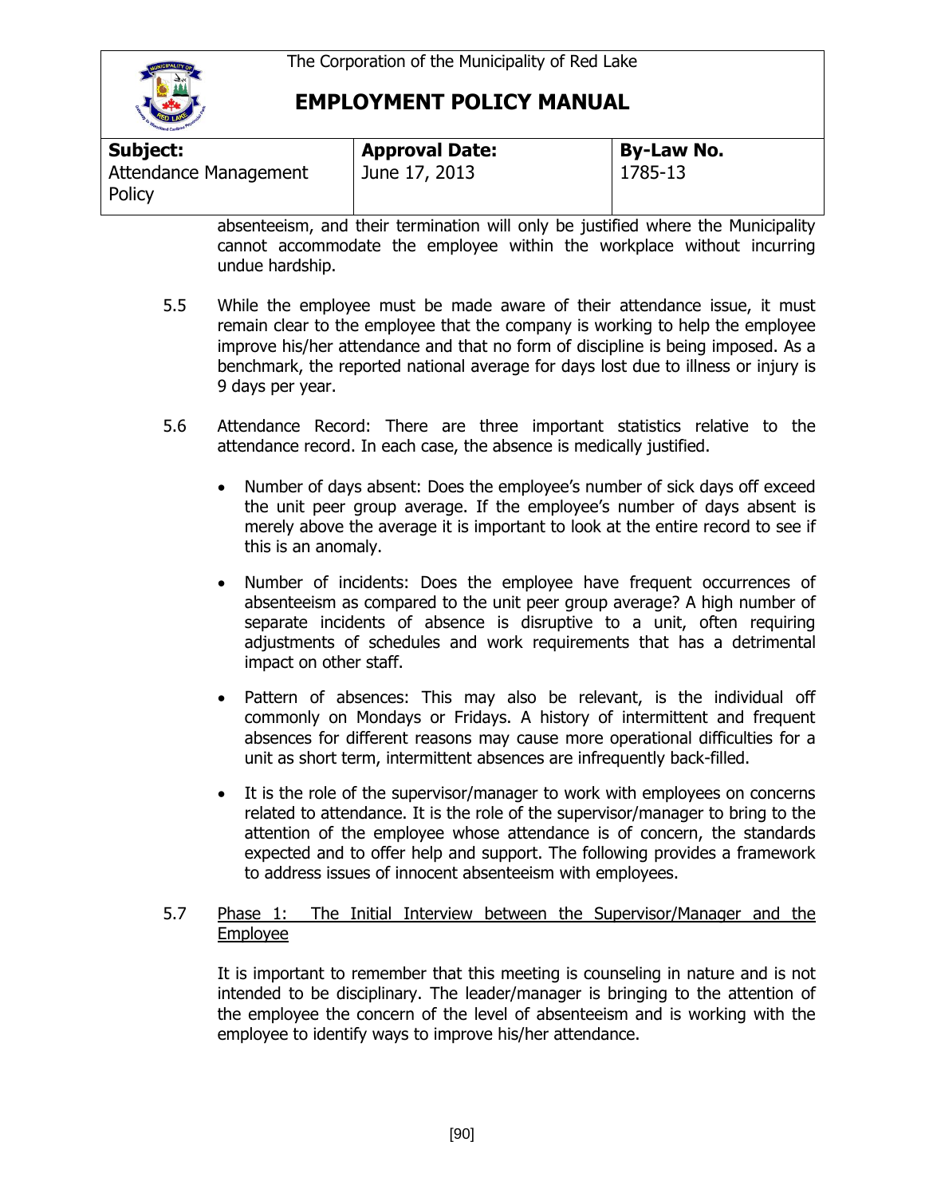absenteeism, and their termination will only be justified where the Municipality cannot accommodate the employee within the workplace without incurring undue hardship.

5.5 While the employee must be made aware of their attendance issue, it must remain clear to the employee that the company is working to help the employee improve his/her attendance and that no form of discipline is being imposed. As a benchmark, the reported national average for days lost due to illness or injury is 9 days per year.

5.6 Attendance Record: There are three important statistics relative to the attendance record. In each case, the absence is medically justified.

- Number of days absent: Does the employee's number of sick days off exceed the unit peer group average. If the employee's number of days absent is merely above the average it is important to look at the entire record to see if this is an anomaly.
- Number of incidents: Does the employee have frequent occurrences of absenteeism as compared to the unit peer group average? A high number of separate incidents of absence is disruptive to a unit, often requiring adjustments of schedules and work requirements that has a detrimental impact on other staff.
- Pattern of absences: This may also be relevant, is the individual off commonly on Mondays or Fridays. A history of intermittent and frequent absences for different reasons may cause more operational difficulties for a unit as short term, intermittent absences are infrequently back-filled.
- It is the role of the supervisor/manager to work with employees on concerns related to attendance. It is the role of the supervisor/manager to bring to the attention of the employee whose attendance is of concern, the standards expected and to offer help and support. The following provides a framework to address issues of innocent absenteeism with employees.

5.7 <u>Phase 1: The Initial Interview between the Supervisor/Manager and the Employee</u>

It is important to remember that this meeting is counseling in nature and is not intended to be disciplinary. The leader/manager is bringing to the attention of the employee the concern of the level of absenteeism and is working with the employee to identify ways to improve his/her attendance.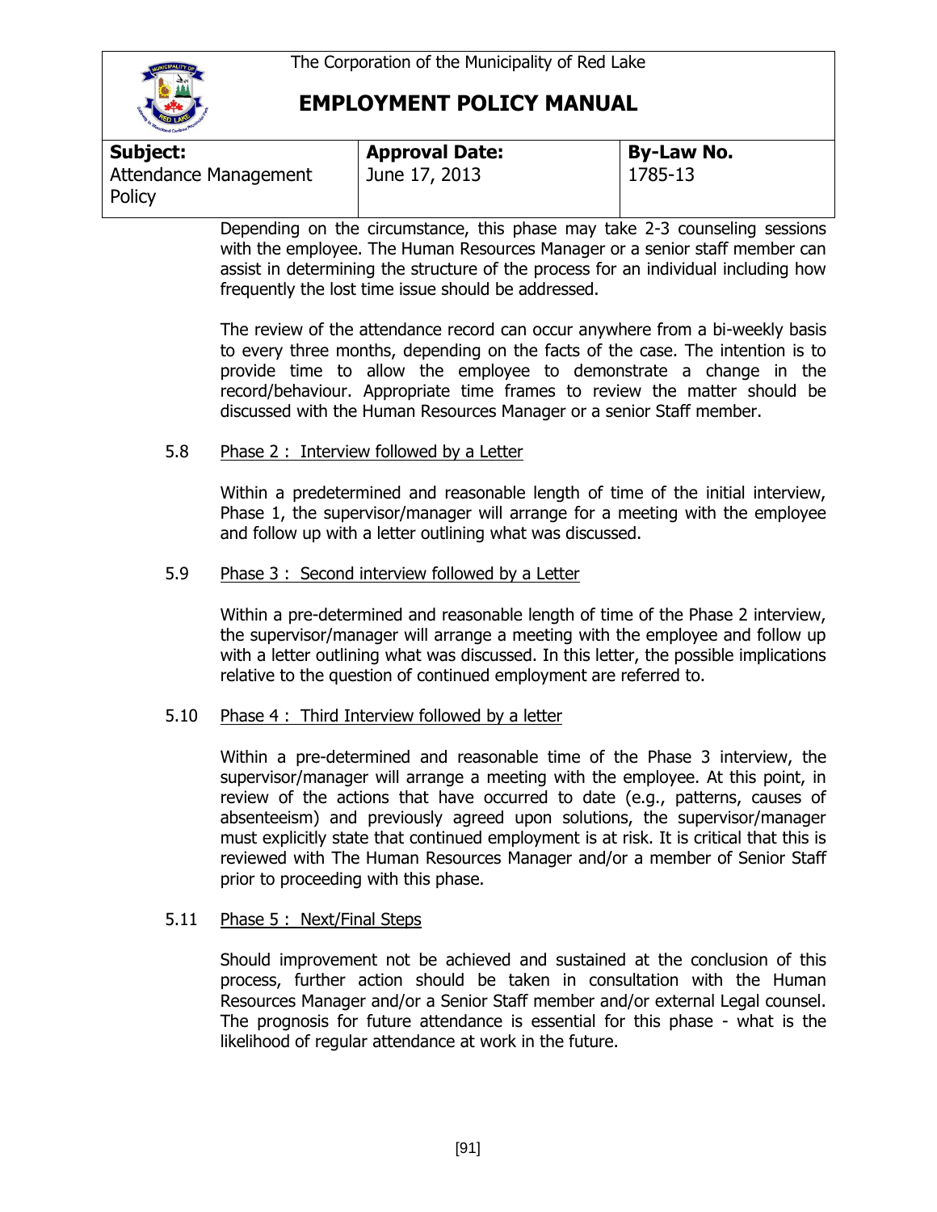Depending on the circumstance, this phase may take 2-3 counseling sessions with the employee. The Human Resources Manager or a senior staff member can assist in determining the structure of the process for an individual including how frequently the lost time issue should be addressed.

The review of the attendance record can occur anywhere from a bi-weekly basis to every three months, depending on the facts of the case. The intention is to provide time to allow the employee to demonstrate a change in the record/behaviour. Appropriate time frames to review the matter should be discussed with the Human Resources Manager or a senior Staff member.

5.8 Phase 2 : Interview followed by a Letter

Within a predetermined and reasonable length of time of the initial interview, Phase 1, the supervisor/manager will arrange for a meeting with the employee and follow up with a letter outlining what was discussed.

5.9 Phase 3 : Second interview followed by a Letter

Within a pre-determined and reasonable length of time of the Phase 2 interview, the supervisor/manager will arrange a meeting with the employee and follow up with a letter outlining what was discussed. In this letter, the possible implications relative to the question of continued employment are referred to.

5.10 Phase 4 : Third Interview followed by a letter

Within a pre-determined and reasonable time of the Phase 3 interview, the supervisor/manager will arrange a meeting with the employee. At this point, in review of the actions that have occurred to date (e.g., patterns, causes of absenteeism) and previously agreed upon solutions, the supervisor/manager must explicitly state that continued employment is at risk. It is critical that this is reviewed with The Human Resources Manager and/or a member of Senior Staff prior to proceeding with this phase.

5.11 Phase 5 : Next/Final Steps

Should improvement not be achieved and sustained at the conclusion of this process, further action should be taken in consultation with the Human Resources Manager and/or a Senior Staff member and/or external Legal counsel. The prognosis for future attendance is essential for this phase - what is the likelihood of regular attendance at work in the future.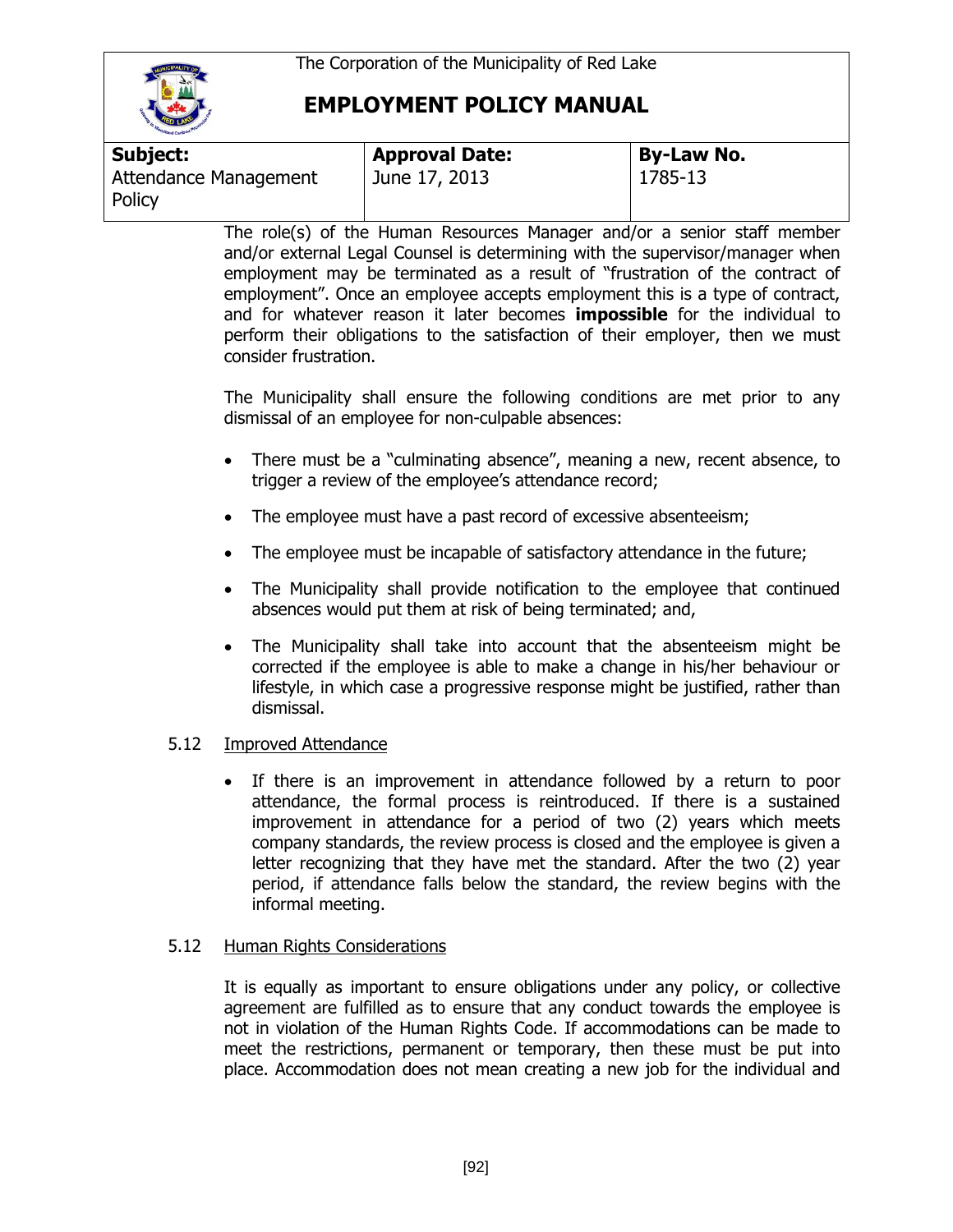The role(s) of the Human Resources Manager and/or a senior staff member and/or external Legal Counsel is determining with the supervisor/manager when employment may be terminated as a result of "frustration of the contract of employment". Once an employee accepts employment this is a type of contract, and for whatever reason it later becomes **impossible** for the individual to perform their obligations to the satisfaction of their employer, then we must consider frustration.

The Municipality shall ensure the following conditions are met prior to any dismissal of an employee for non-culpable absences:

- There must be a "culminating absence", meaning a new, recent absence, to trigger a review of the employee's attendance record;
- The employee must have a past record of excessive absenteeism;
- The employee must be incapable of satisfactory attendance in the future;
- The Municipality shall provide notification to the employee that continued absences would put them at risk of being terminated; and,
- The Municipality shall take into account that the absenteeism might be corrected if the employee is able to make a change in his/her behaviour or lifestyle, in which case a progressive response might be justified, rather than dismissal.

5.12 Improved Attendance

- If there is an improvement in attendance followed by a return to poor attendance, the formal process is reintroduced. If there is a sustained improvement in attendance for a period of two (2) years which meets company standards, the review process is closed and the employee is given a letter recognizing that they have met the standard. After the two (2) year period, if attendance falls below the standard, the review begins with the informal meeting.

5.12 Human Rights Considerations

It is equally as important to ensure obligations under any policy, or collective agreement are fulfilled as to ensure that any conduct towards the employee is not in violation of the Human Rights Code. If accommodations can be made to meet the restrictions, permanent or temporary, then these must be put into place. Accommodation does not mean creating a new job for the individual and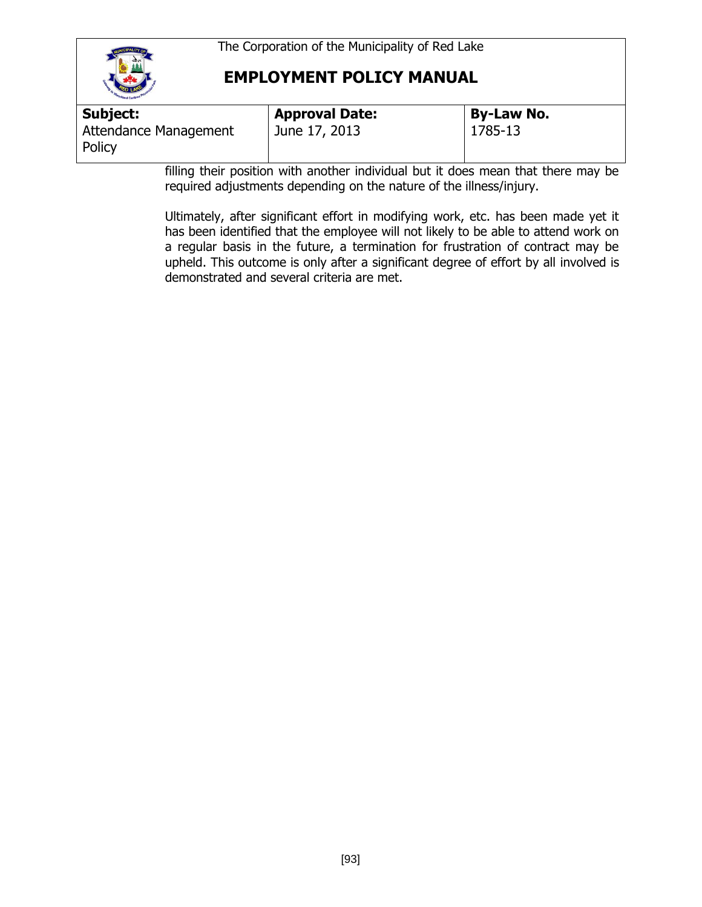filling their position with another individual but it does mean that there may be required adjustments depending on the nature of the illness/injury.

Ultimately, after significant effort in modifying work, etc. has been made yet it has been identified that the employee will not likely to be able to attend work on a regular basis in the future, a termination for frustration of contract may be upheld. This outcome is only after a significant degree of effort by all involved is demonstrated and several criteria are met.